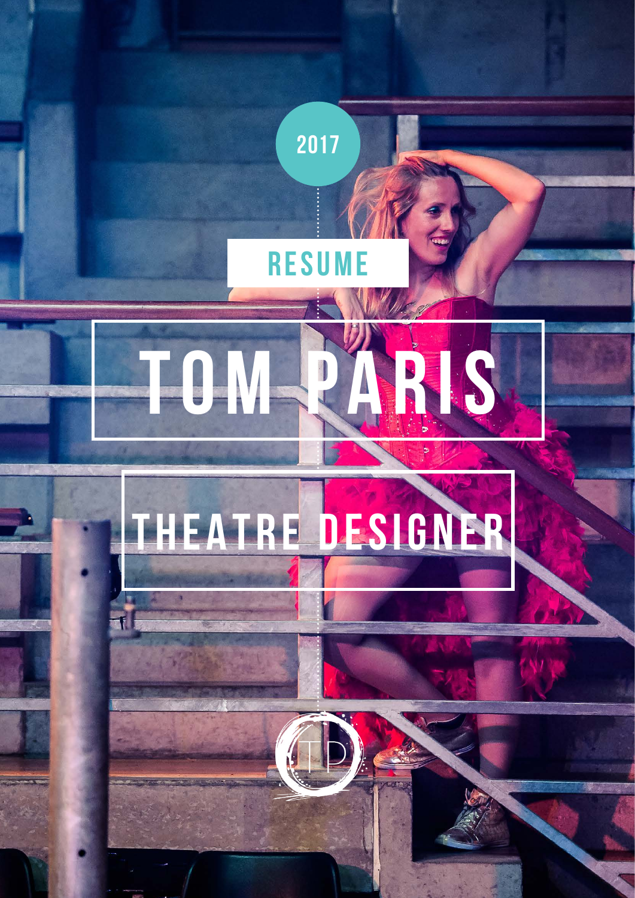2017

RESUME

# TOM PARIS

## THEATRE DESIGNER

TP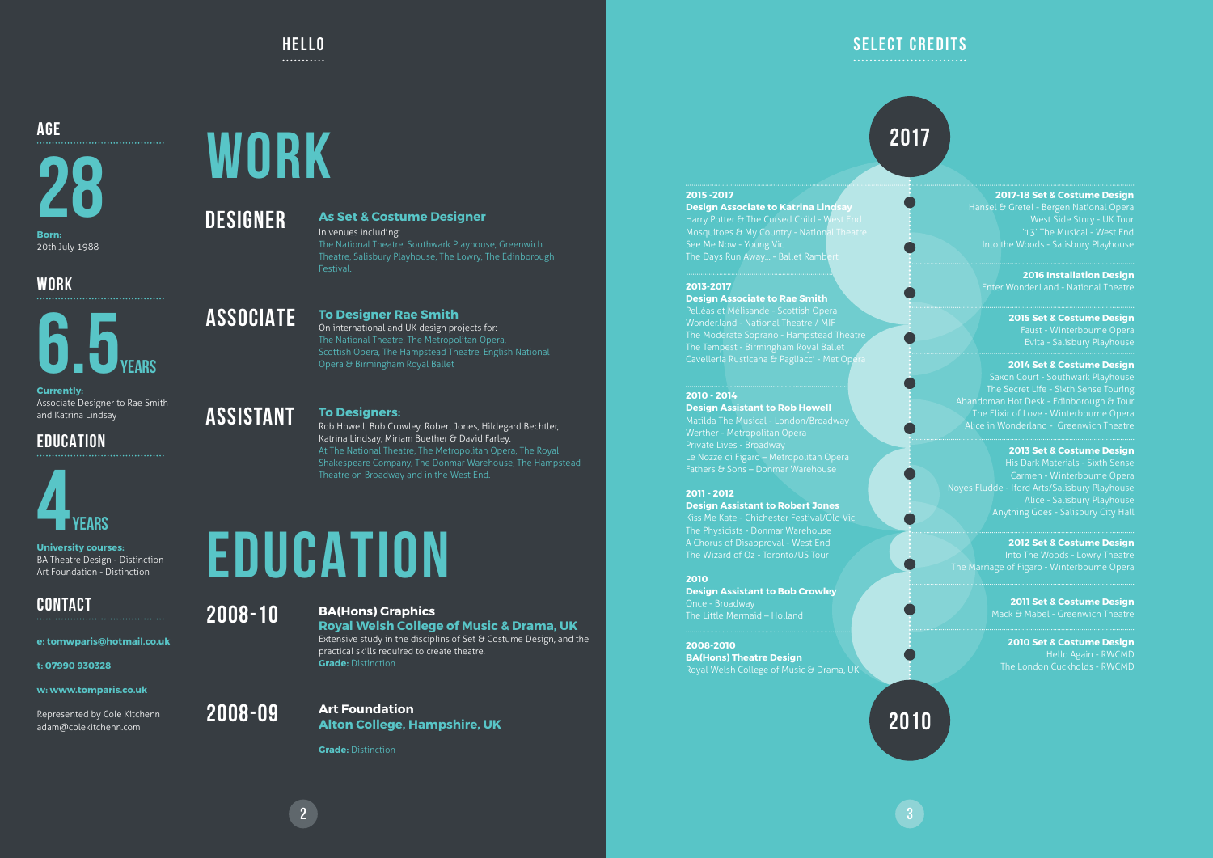## HELLO

### AGE

# 28

**Born:**
20th July 1988

### WORK

# 6.5 YEARS

**Currently:**
Associate Designer to Rae Smith and Katrina Lindsay

### EDUCATION

# 4 YEARS

**University courses:**
BA Theatre Design - Distinction
Art Foundation - Distinction

### CONTACT

**e: tomwparis@hotmail.co.uk**

**t: 07990 930328**

**w: www.tomparis.co.uk**

Represented by Cole Kitchenn
adam@colekitchenn.com

# WORK

## DESIGNER

**As Set & Costume Designer**
In venues including:
The National Theatre, Southwark Playhouse, Greenwich Theatre, Salisbury Playhouse, The Lowry, The Edinborough Festival.

## ASSOCIATE

**To Designer Rae Smith**
On international and UK design projects for:
The National Theatre, The Metropolitan Opera, Scottish Opera, The Hampstead Theatre, English National Opera & Birmingham Royal Ballet

## ASSISTANT

**To Designers:**
Rob Howell, Bob Crowley, Robert Jones, Hildegard Bechtler, Katrina Lindsay, Miriam Buether & David Farley.
At The National Theatre, The Metropolitan Opera, The Royal Shakespeare Company, The Donmar Warehouse, The Hampstead Theatre on Broadway and in the West End.

# EDUCATION

## 2008-10

**BA(Hons) Graphics**
**Royal Welsh College of Music & Drama, UK**
Extensive study in the disciplins of Set & Costume Design, and the practical skills required to create theatre.
**Grade:** Distinction

## 2008-09

**Art Foundation**
**Alton College, Hampshire, UK**

**Grade:** Distinction

## SELECT CREDITS

### 2017

**2015 -2017**
**Design Associate to Katrina Lindsay**
Harry Potter & The Cursed Child - West End
Mosquitoes & My Country - National Theatre
See Me Now - Young Vic
The Days Run Away... - Ballet Rambert

**2013-2017**
**Design Associate to Rae Smith**
Pelléas et Mélisande - Scottish Opera
Wonder.land - National Theatre / MIF
The Moderate Soprano - Hampstead Theatre
The Tempest - Birmingham Royal Ballet
Cavelleria Rusticana & Pagliacci - Met Opera

**2010 - 2014**
**Design Assistant to Rob Howell**
Matilda The Musical - London/Broadway
Werther - Metropolitan Opera
Private Lives - Broadway
Le Nozze di Figaro – Metropolitan Opera
Fathers & Sons – Donmar Warehouse

**2011 - 2012**
**Design Assistant to Robert Jones**
Kiss Me Kate - Chichester Festival/Old Vic
The Physicists - Donmar Warehouse
A Chorus of Disapproval - West End
The Wizard of Oz - Toronto/US Tour

**2010**
**Design Assistant to Bob Crowley**
Once - Broadway
The Little Mermaid – Holland

**2008-2010**
**BA(Hons) Theatre Design**
Royal Welsh College of Music & Drama, UK

**2017-18 Set & Costume Design**
Hansel & Gretel - Bergen National Opera
West Side Story - UK Tour
'13' The Musical - West End
Into the Woods - Salisbury Playhouse

**2016 Installation Design**
Enter Wonder.Land - National Theatre

**2015 Set & Costume Design**
Faust - Winterbourne Opera
Evita - Salisbury Playhouse

**2014 Set & Costume Design**
Saxon Court - Southwark Playhouse
The Secret Life - Sixth Sense Touring
Abandoman Hot Desk - Edinborough & Tour
The Elixir of Love - Winterbourne Opera
Alice in Wonderland - Greenwich Theatre

**2013 Set & Costume Design**
His Dark Materials - Sixth Sense
Carmen - Winterbourne Opera
Noyes Fludde - Iford Arts/Salisbury Playhouse
Alice - Salisbury Playhouse
Anything Goes - Salisbury City Hall

**2012 Set & Costume Design**
Into The Woods - Lowry Theatre
The Marriage of Figaro - Winterbourne Opera

**2011 Set & Costume Design**
Mack & Mabel - Greenwich Theatre

**2010 Set & Costume Design**
Hello Again - RWCMD
The London Cuckholds - RWCMD

### 2010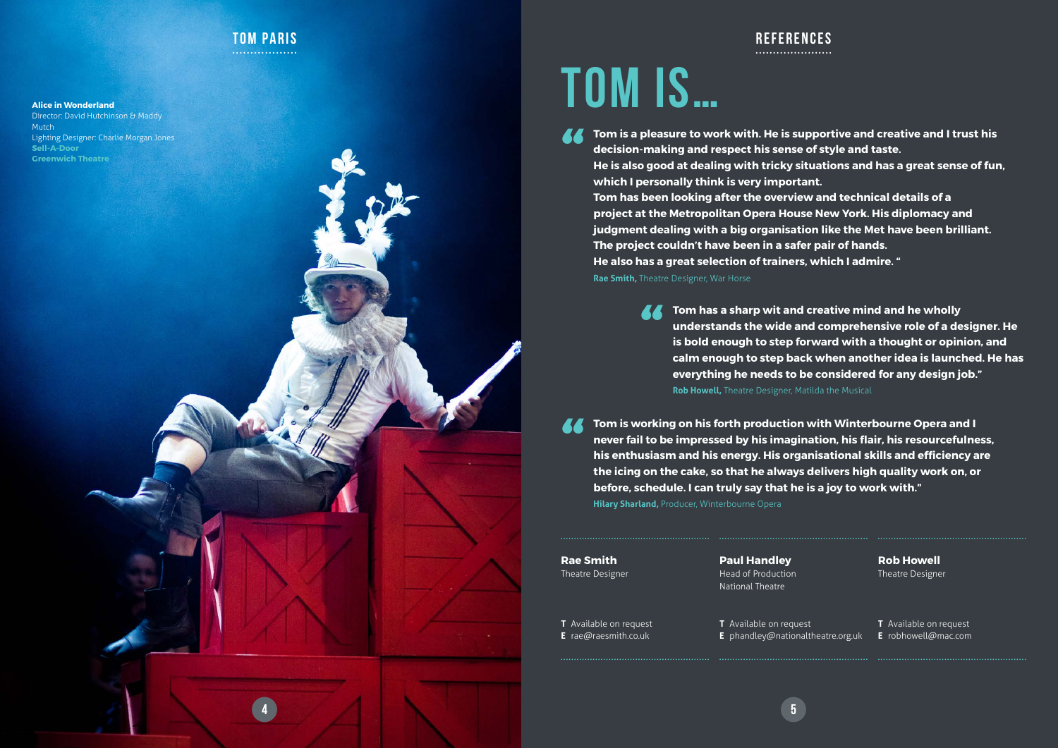## TOM PARIS

**Alice in Wonderland**
Director: David Hutchinson & Maddy Mutch
Lighting Designer: Charlie Morgan Jones
**Sell-A-Door**
**Greenwich Theatre**

## REFERENCES

# TOM IS...

**"Tom is a pleasure to work with. He is supportive and creative and I trust his decision-making and respect his sense of style and taste.**
**He is also good at dealing with tricky situations and has a great sense of fun, which I personally think is very important.**
**Tom has been looking after the overview and technical details of a project at the Metropolitan Opera House New York. His diplomacy and judgment dealing with a big organisation like the Met have been brilliant. The project couldn't have been in a safer pair of hands.**
**He also has a great selection of trainers, which I admire. "**

**Rae Smith,** Theatre Designer, War Horse

**"Tom has a sharp wit and creative mind and he wholly understands the wide and comprehensive role of a designer. He is bold enough to step forward with a thought or opinion, and calm enough to step back when another idea is launched. He has everything he needs to be considered for any design job."**

**Rob Howell,** Theatre Designer, Matilda the Musical

**"Tom is working on his forth production with Winterbourne Opera and I never fail to be impressed by his imagination, his flair, his resourcefulness, his enthusiasm and his energy. His organisational skills and efficiency are the icing on the cake, so that he always delivers high quality work on, or before, schedule. I can truly say that he is a joy to work with."**

**Hilary Sharland,** Producer, Winterbourne Opera

**Rae Smith**
Theatre Designer

**T** Available on request
**E** rae@raesmith.co.uk

**Paul Handley**
Head of Production
National Theatre

**T** Available on request
**E** phandley@nationaltheatre.org.uk

**Rob Howell**
Theatre Designer

**T** Available on request
**E** robhowell@mac.com